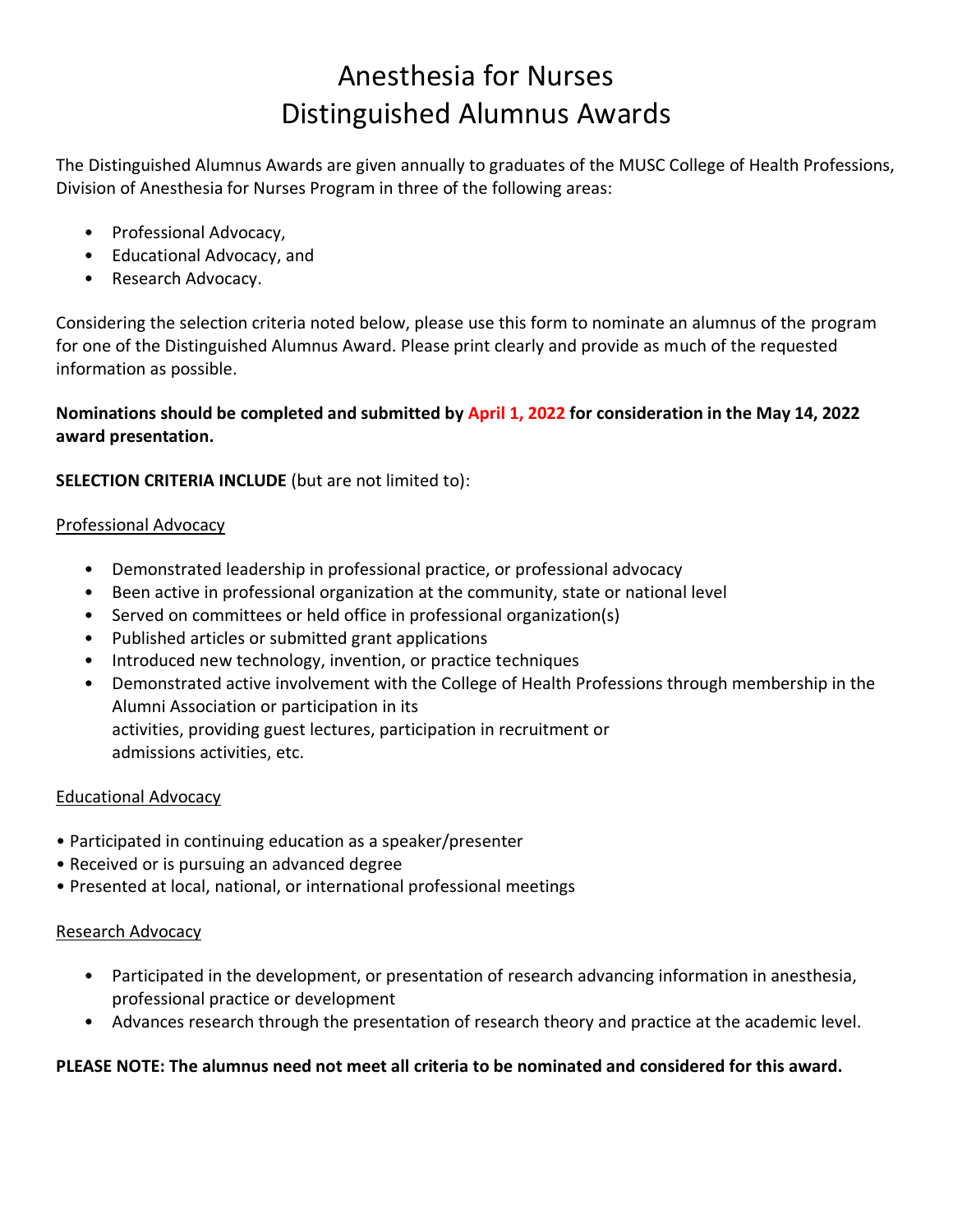# Anesthesia for Nurses
# Distinguished Alumnus Awards

The Distinguished Alumnus Awards are given annually to graduates of the MUSC College of Health Professions, Division of Anesthesia for Nurses Program in three of the following areas:

- Professional Advocacy,
- Educational Advocacy, and
- Research Advocacy.

Considering the selection criteria noted below, please use this form to nominate an alumnus of the program for one of the Distinguished Alumnus Award. Please print clearly and provide as much of the requested information as possible.

**Nominations should be completed and submitted by April 1, 2022 for consideration in the May 14, 2022 award presentation.**

**SELECTION CRITERIA INCLUDE** (but are not limited to):

Professional Advocacy

- Demonstrated leadership in professional practice, or professional advocacy
- Been active in professional organization at the community, state or national level
- Served on committees or held office in professional organization(s)
- Published articles or submitted grant applications
- Introduced new technology, invention, or practice techniques
- Demonstrated active involvement with the College of Health Professions through membership in the Alumni Association or participation in its activities, providing guest lectures, participation in recruitment or admissions activities, etc.

Educational Advocacy

- Participated in continuing education as a speaker/presenter
- Received or is pursuing an advanced degree
- Presented at local, national, or international professional meetings

Research Advocacy

- Participated in the development, or presentation of research advancing information in anesthesia, professional practice or development
- Advances research through the presentation of research theory and practice at the academic level.

**PLEASE NOTE: The alumnus need not meet all criteria to be nominated and considered for this award.**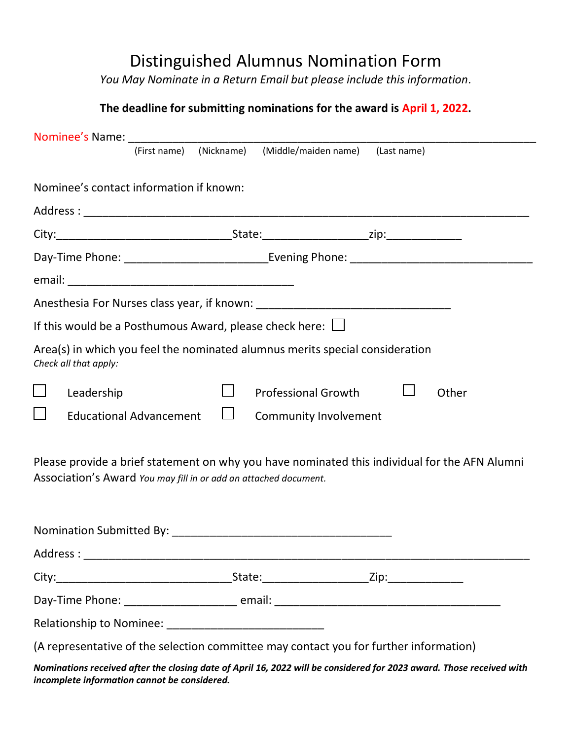# Distinguished Alumnus Nomination Form

*You May Nominate in a Return Email but please include this information.*

**The deadline for submitting nominations for the award is April 1, 2022.**

Nominee's Name: ________________________________________________________________

(First name) (Nickname) (Middle/maiden name) (Last name)

Nominee's contact information if known:

Address : ________________________________________________________________

City:____________________________State:________________zip:___________

Day-Time Phone: _______________________Evening Phone: _____________________________

email: _____________________________________

Anesthesia For Nurses class year, if known: _______________________________

If this would be a Posthumous Award, please check here: ☐

Area(s) in which you feel the nominated alumnus merits special consideration
*Check all that apply:*

- ☐ Leadership
- ☐ Professional Growth
- ☐ Other
- ☐ Educational Advancement
- ☐ Community Involvement

Please provide a brief statement on why you have nominated this individual for the AFN Alumni Association's Award *You may fill in or add an attached document.*

Nomination Submitted By: ___________________________________

Address : ________________________________________________________________

City:____________________________State:________________Zip:___________

Day-Time Phone: __________________ email: _____________________________________

Relationship to Nominee: _________________________

(A representative of the selection committee may contact you for further information)

***Nominations received after the closing date of April 16, 2022 will be considered for 2023 award. Those received with incomplete information cannot be considered.***